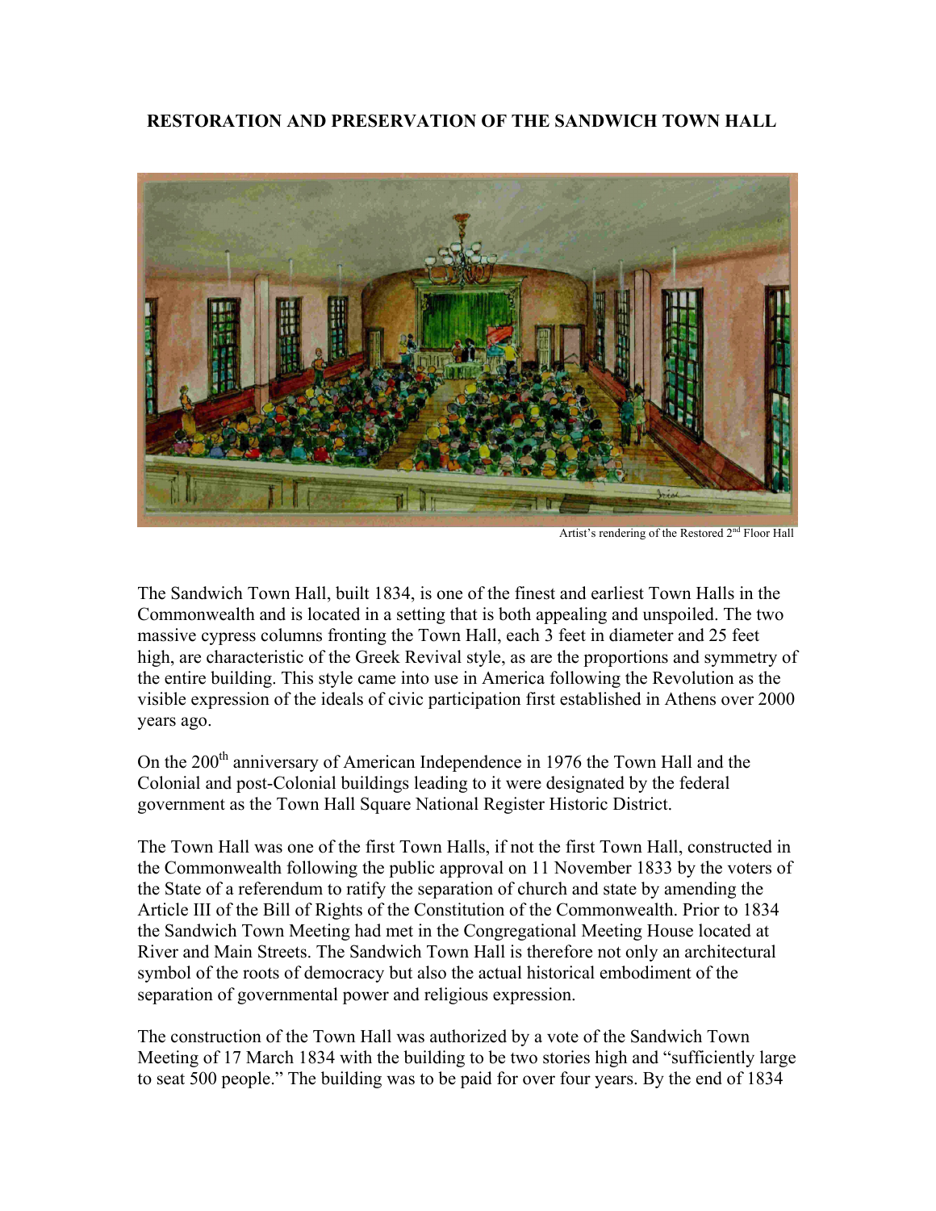# RESTORATION AND PRESERVATION OF THE SANDWICH TOWN HALL

Artist's rendering of the Restored 2nd Floor Hall

The Sandwich Town Hall, built 1834, is one of the finest and earliest Town Halls in the Commonwealth and is located in a setting that is both appealing and unspoiled. The two massive cypress columns fronting the Town Hall, each 3 feet in diameter and 25 feet high, are characteristic of the Greek Revival style, as are the proportions and symmetry of the entire building. This style came into use in America following the Revolution as the visible expression of the ideals of civic participation first established in Athens over 2000 years ago.

On the 200th anniversary of American Independence in 1976 the Town Hall and the Colonial and post-Colonial buildings leading to it were designated by the federal government as the Town Hall Square National Register Historic District.

The Town Hall was one of the first Town Halls, if not the first Town Hall, constructed in the Commonwealth following the public approval on 11 November 1833 by the voters of the State of a referendum to ratify the separation of church and state by amending the Article III of the Bill of Rights of the Constitution of the Commonwealth. Prior to 1834 the Sandwich Town Meeting had met in the Congregational Meeting House located at River and Main Streets. The Sandwich Town Hall is therefore not only an architectural symbol of the roots of democracy but also the actual historical embodiment of the separation of governmental power and religious expression.

The construction of the Town Hall was authorized by a vote of the Sandwich Town Meeting of 17 March 1834 with the building to be two stories high and "sufficiently large to seat 500 people." The building was to be paid for over four years. By the end of 1834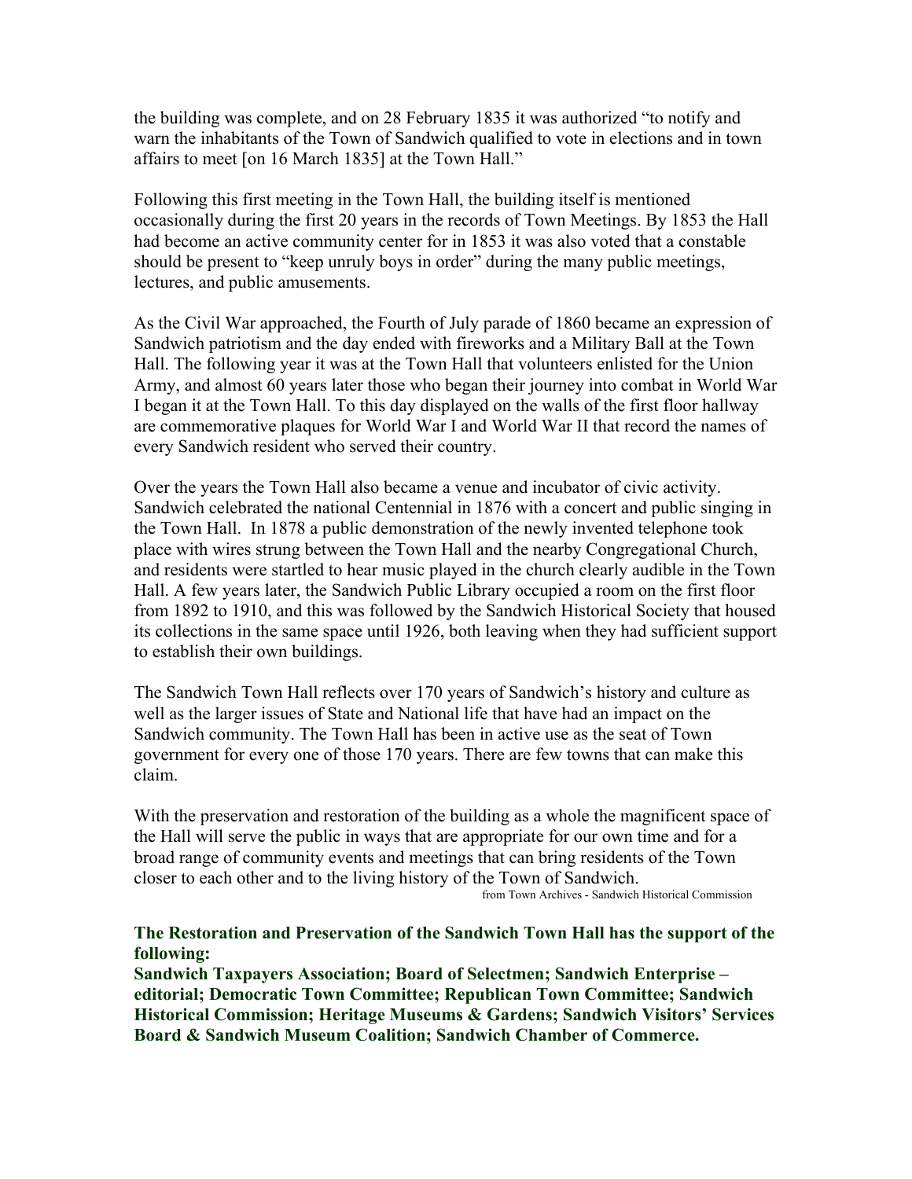the building was complete, and on 28 February 1835 it was authorized "to notify and warn the inhabitants of the Town of Sandwich qualified to vote in elections and in town affairs to meet [on 16 March 1835] at the Town Hall."

Following this first meeting in the Town Hall, the building itself is mentioned occasionally during the first 20 years in the records of Town Meetings. By 1853 the Hall had become an active community center for in 1853 it was also voted that a constable should be present to "keep unruly boys in order" during the many public meetings, lectures, and public amusements.

As the Civil War approached, the Fourth of July parade of 1860 became an expression of Sandwich patriotism and the day ended with fireworks and a Military Ball at the Town Hall. The following year it was at the Town Hall that volunteers enlisted for the Union Army, and almost 60 years later those who began their journey into combat in World War I began it at the Town Hall. To this day displayed on the walls of the first floor hallway are commemorative plaques for World War I and World War II that record the names of every Sandwich resident who served their country.

Over the years the Town Hall also became a venue and incubator of civic activity. Sandwich celebrated the national Centennial in 1876 with a concert and public singing in the Town Hall. In 1878 a public demonstration of the newly invented telephone took place with wires strung between the Town Hall and the nearby Congregational Church, and residents were startled to hear music played in the church clearly audible in the Town Hall. A few years later, the Sandwich Public Library occupied a room on the first floor from 1892 to 1910, and this was followed by the Sandwich Historical Society that housed its collections in the same space until 1926, both leaving when they had sufficient support to establish their own buildings.

The Sandwich Town Hall reflects over 170 years of Sandwich's history and culture as well as the larger issues of State and National life that have had an impact on the Sandwich community. The Town Hall has been in active use as the seat of Town government for every one of those 170 years. There are few towns that can make this claim.

With the preservation and restoration of the building as a whole the magnificent space of the Hall will serve the public in ways that are appropriate for our own time and for a broad range of community events and meetings that can bring residents of the Town closer to each other and to the living history of the Town of Sandwich.

from Town Archives - Sandwich Historical Commission

**The Restoration and Preservation of the Sandwich Town Hall has the support of the following:**
**Sandwich Taxpayers Association; Board of Selectmen; Sandwich Enterprise – editorial; Democratic Town Committee; Republican Town Committee; Sandwich Historical Commission; Heritage Museums & Gardens; Sandwich Visitors' Services Board & Sandwich Museum Coalition; Sandwich Chamber of Commerce.**